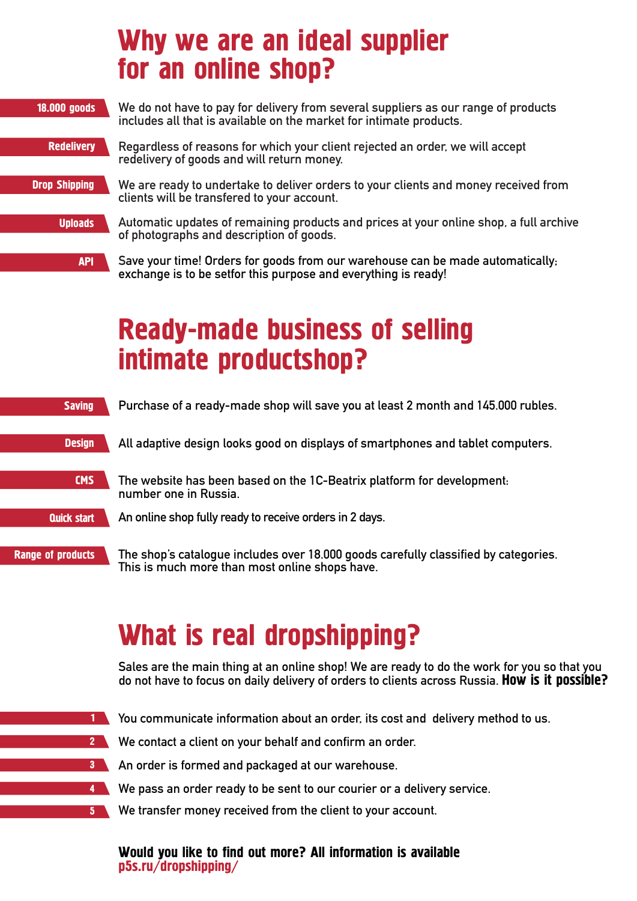# Why we are an ideal supplier for an online shop?

**18.000 goods** We do not have to pay for delivery from several suppliers as our range of products includes all that is available on the market for intimate products.

**Redelivery** Regardless of reasons for which your client rejected an order, we will accept redelivery of goods and will return money.

**Drop Shipping** We are ready to undertake to deliver orders to your clients and money received from clients will be transfered to your account.

**Uploads** Automatic updates of remaining products and prices at your online shop, a full archive of photographs and description of goods.

**API** Save your time! Orders for goods from our warehouse can be made automatically; exchange is to be setfor this purpose and everything is ready!

# Ready-made business of selling intimate productshop?

**Saving** Purchase of a ready-made shop will save you at least 2 month and 145.000 rubles.

**Design** All adaptive design looks good on displays of smartphones and tablet computers.

**CMS** The website has been based on the 1C-Beatrix platform for development: number one in Russia.

**Quick start** An online shop fully ready to receive orders in 2 days.

**Range of products** The shop's catalogue includes over 18.000 goods carefully classified by categories. This is much more than most online shops have.

# What is real dropshipping?

Sales are the main thing at an online shop! We are ready to do the work for you so that you do not have to focus on daily delivery of orders to clients across Russia. **How is it possible?**

1. You communicate information about an order, its cost and delivery method to us.
2. We contact a client on your behalf and confirm an order.
3. An order is formed and packaged at our warehouse.
4. We pass an order ready to be sent to our courier or a delivery service.
5. We transfer money received from the client to your account.

**Would you like to find out more? All information is available p5s.ru/dropshipping/**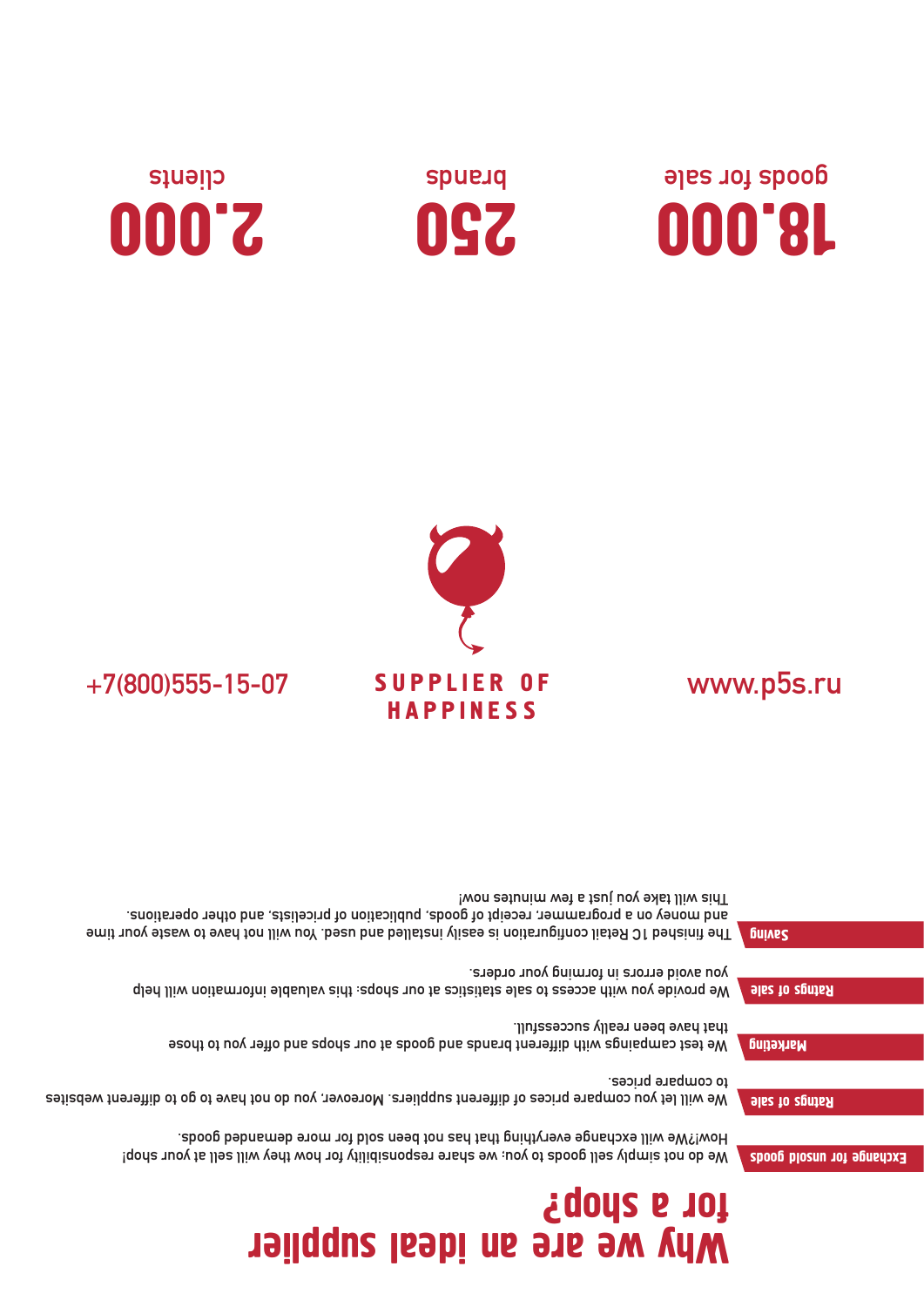# Why we are an ideal supplier for a shop?

**Exchange for unsold goods**
We do not simply sell goods to you: we share responsibility for how they will sell at your shop! How?We will exchange everything that has not been sold for more demanded goods.

**Ratngs of sale**
We will let you compare prices of different suppliers. Moreover, you do not have to go to different websites to compare prices.

**Marketing**
We test campaings with different brands and goods at our shops and offer you to those that have been really successfull.

**Ratngs of sale**
We provide you with access to sale statistics at our shops: this valuable information will help you avoid errors in forming your orders.

**Saving**
The finished 1C Retail configuration is easily installed and used. You will not have to waste your time and money on a programmer, receipt of goods, publication of pricelists, and other operations. This will take you just a few minutes now!

www.p5s.ru

SUPPLIER OF HAPPINESS

+7(800)555-15-07

**18.000**
goods for sale

**250**
brands

**2.000**
clients